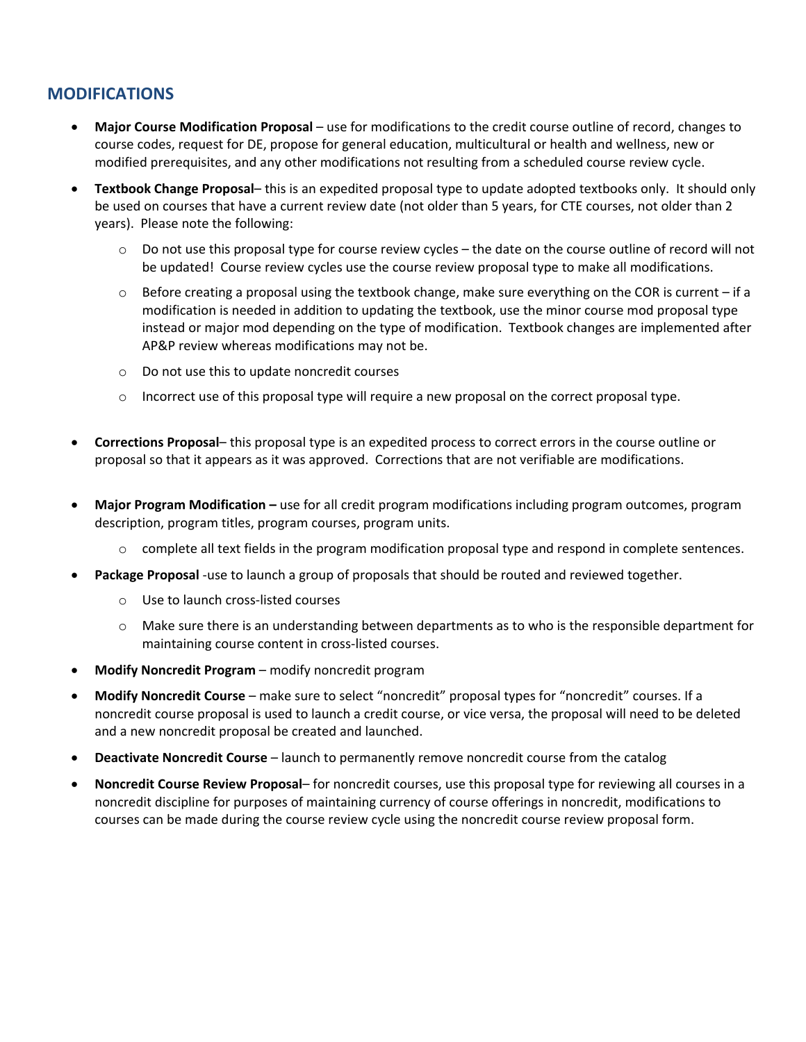## MODIFICATIONS

- **Major Course Modification Proposal** – use for modifications to the credit course outline of record, changes to course codes, request for DE, propose for general education, multicultural or health and wellness, new or modified prerequisites, and any other modifications not resulting from a scheduled course review cycle.
- **Textbook Change Proposal**– this is an expedited proposal type to update adopted textbooks only. It should only be used on courses that have a current review date (not older than 5 years, for CTE courses, not older than 2 years). Please note the following:
  - Do not use this proposal type for course review cycles – the date on the course outline of record will not be updated! Course review cycles use the course review proposal type to make all modifications.
  - Before creating a proposal using the textbook change, make sure everything on the COR is current – if a modification is needed in addition to updating the textbook, use the minor course mod proposal type instead or major mod depending on the type of modification. Textbook changes are implemented after AP&P review whereas modifications may not be.
  - Do not use this to update noncredit courses
  - Incorrect use of this proposal type will require a new proposal on the correct proposal type.
- **Corrections Proposal**– this proposal type is an expedited process to correct errors in the course outline or proposal so that it appears as it was approved. Corrections that are not verifiable are modifications.
- **Major Program Modification –** use for all credit program modifications including program outcomes, program description, program titles, program courses, program units.
  - complete all text fields in the program modification proposal type and respond in complete sentences.
- **Package Proposal** -use to launch a group of proposals that should be routed and reviewed together.
  - Use to launch cross-listed courses
  - Make sure there is an understanding between departments as to who is the responsible department for maintaining course content in cross-listed courses.
- **Modify Noncredit Program** – modify noncredit program
- **Modify Noncredit Course** – make sure to select "noncredit" proposal types for "noncredit" courses. If a noncredit course proposal is used to launch a credit course, or vice versa, the proposal will need to be deleted and a new noncredit proposal be created and launched.
- **Deactivate Noncredit Course** – launch to permanently remove noncredit course from the catalog
- **Noncredit Course Review Proposal**– for noncredit courses, use this proposal type for reviewing all courses in a noncredit discipline for purposes of maintaining currency of course offerings in noncredit, modifications to courses can be made during the course review cycle using the noncredit course review proposal form.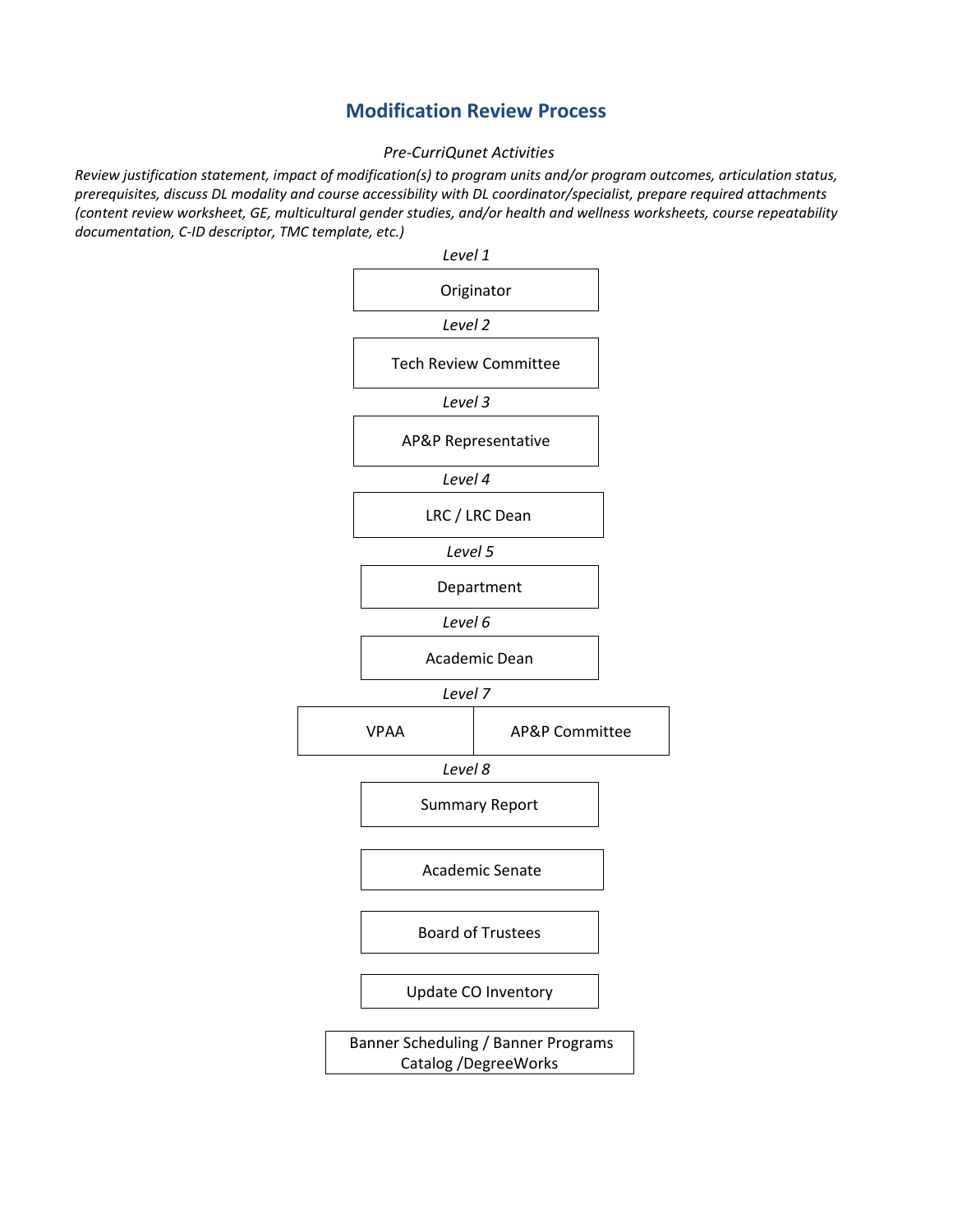## Modification Review Process

*Pre-CurriQunet Activities*

*Review justification statement, impact of modification(s) to program units and/or program outcomes, articulation status, prerequisites, discuss DL modality and course accessibility with DL coordinator/specialist, prepare required attachments (content review worksheet, GE, multicultural gender studies, and/or health and wellness worksheets, course repeatability documentation, C-ID descriptor, TMC template, etc.)*

*Level 1*

Originator

*Level 2*

Tech Review Committee

*Level 3*

AP&P Representative

*Level 4*

LRC / LRC Dean

*Level 5*

Department

*Level 6*

Academic Dean

*Level 7*

VPAA | AP&P Committee

*Level 8*

Summary Report

Academic Senate

Board of Trustees

Update CO Inventory

Banner Scheduling / Banner Programs Catalog /DegreeWorks